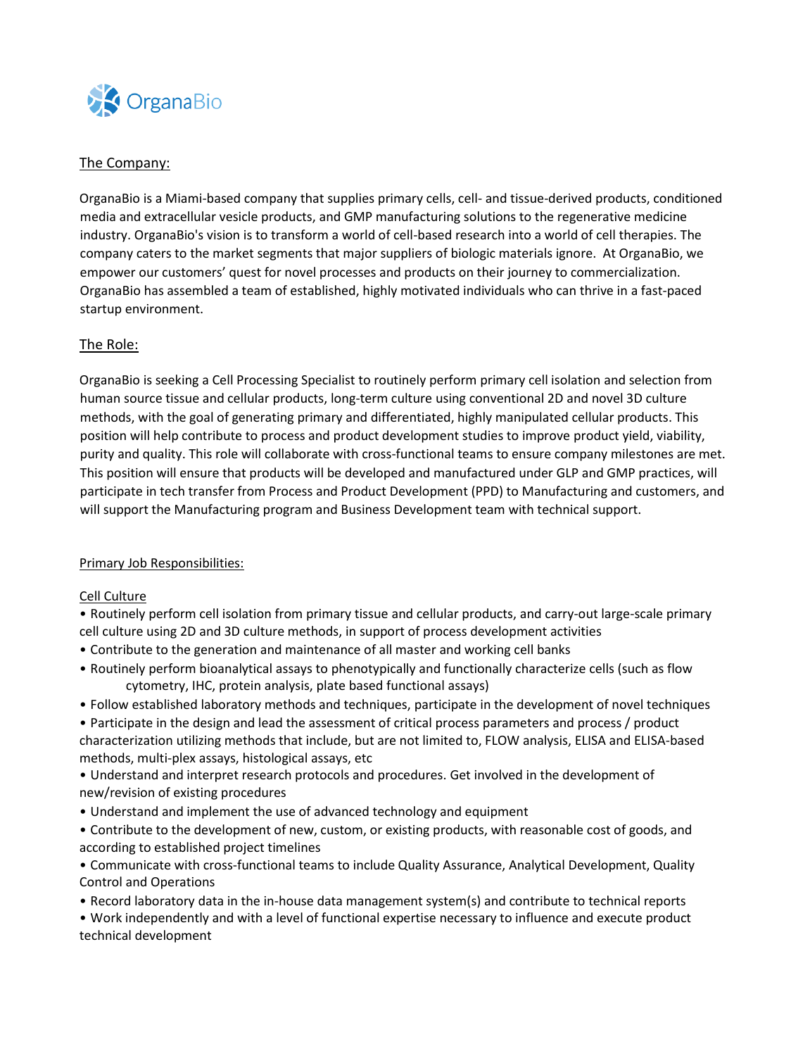OrganaBio

## The Company:

OrganaBio is a Miami-based company that supplies primary cells, cell- and tissue-derived products, conditioned media and extracellular vesicle products, and GMP manufacturing solutions to the regenerative medicine industry. OrganaBio's vision is to transform a world of cell-based research into a world of cell therapies. The company caters to the market segments that major suppliers of biologic materials ignore. At OrganaBio, we empower our customers' quest for novel processes and products on their journey to commercialization. OrganaBio has assembled a team of established, highly motivated individuals who can thrive in a fast-paced startup environment.

## The Role:

OrganaBio is seeking a Cell Processing Specialist to routinely perform primary cell isolation and selection from human source tissue and cellular products, long-term culture using conventional 2D and novel 3D culture methods, with the goal of generating primary and differentiated, highly manipulated cellular products. This position will help contribute to process and product development studies to improve product yield, viability, purity and quality. This role will collaborate with cross-functional teams to ensure company milestones are met. This position will ensure that products will be developed and manufactured under GLP and GMP practices, will participate in tech transfer from Process and Product Development (PPD) to Manufacturing and customers, and will support the Manufacturing program and Business Development team with technical support.

### Primary Job Responsibilities:

#### Cell Culture

- Routinely perform cell isolation from primary tissue and cellular products, and carry-out large-scale primary cell culture using 2D and 3D culture methods, in support of process development activities
- Contribute to the generation and maintenance of all master and working cell banks
- Routinely perform bioanalytical assays to phenotypically and functionally characterize cells (such as flow cytometry, IHC, protein analysis, plate based functional assays)
- Follow established laboratory methods and techniques, participate in the development of novel techniques
- Participate in the design and lead the assessment of critical process parameters and process / product characterization utilizing methods that include, but are not limited to, FLOW analysis, ELISA and ELISA-based methods, multi-plex assays, histological assays, etc
- Understand and interpret research protocols and procedures. Get involved in the development of new/revision of existing procedures
- Understand and implement the use of advanced technology and equipment
- Contribute to the development of new, custom, or existing products, with reasonable cost of goods, and according to established project timelines
- Communicate with cross-functional teams to include Quality Assurance, Analytical Development, Quality Control and Operations
- Record laboratory data in the in-house data management system(s) and contribute to technical reports
- Work independently and with a level of functional expertise necessary to influence and execute product technical development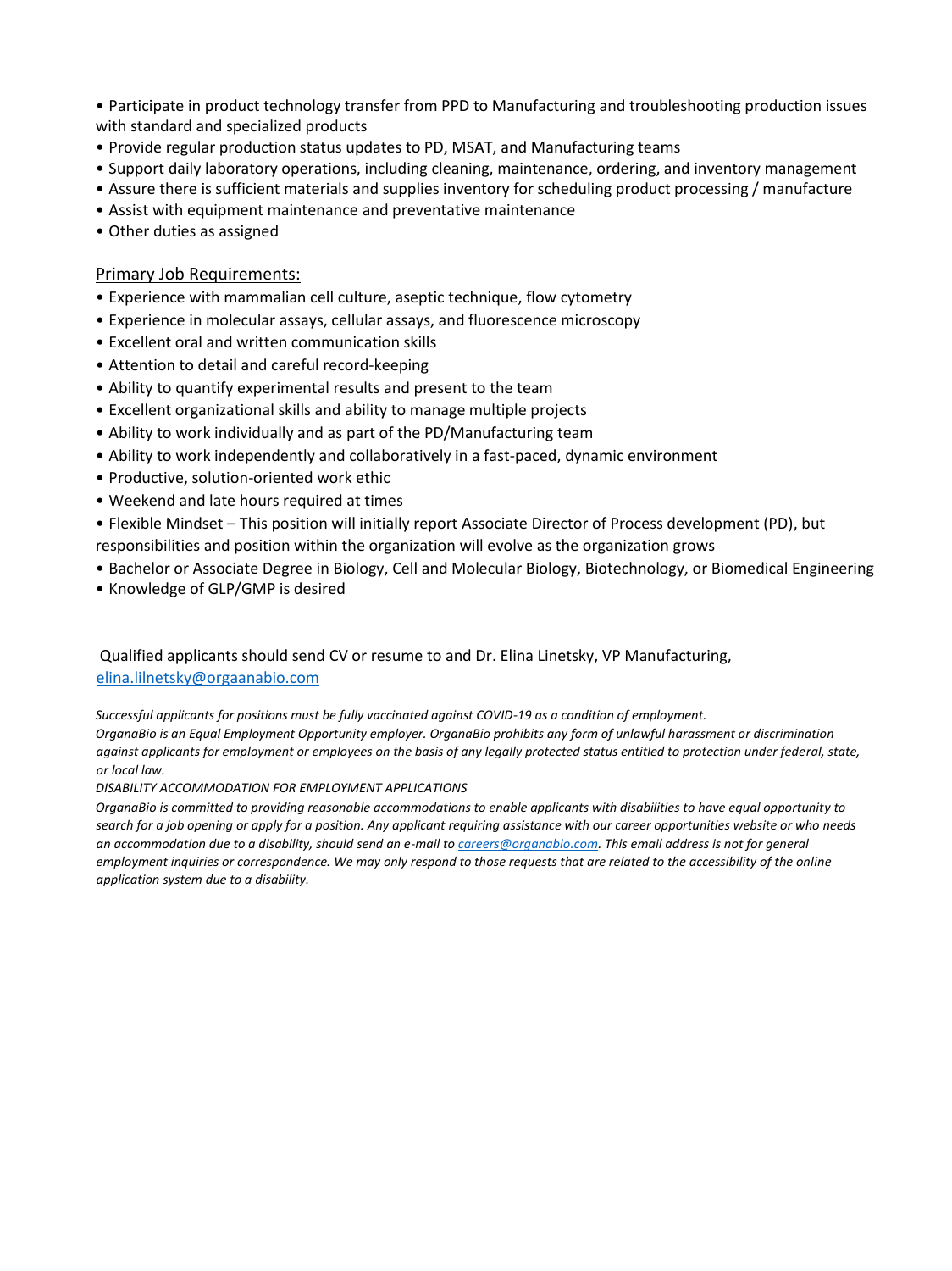- Participate in product technology transfer from PPD to Manufacturing and troubleshooting production issues with standard and specialized products
- Provide regular production status updates to PD, MSAT, and Manufacturing teams
- Support daily laboratory operations, including cleaning, maintenance, ordering, and inventory management
- Assure there is sufficient materials and supplies inventory for scheduling product processing / manufacture
- Assist with equipment maintenance and preventative maintenance
- Other duties as assigned

<u>Primary Job Requirements:</u>

- Experience with mammalian cell culture, aseptic technique, flow cytometry
- Experience in molecular assays, cellular assays, and fluorescence microscopy
- Excellent oral and written communication skills
- Attention to detail and careful record-keeping
- Ability to quantify experimental results and present to the team
- Excellent organizational skills and ability to manage multiple projects
- Ability to work individually and as part of the PD/Manufacturing team
- Ability to work independently and collaboratively in a fast-paced, dynamic environment
- Productive, solution-oriented work ethic
- Weekend and late hours required at times
- Flexible Mindset – This position will initially report Associate Director of Process development (PD), but responsibilities and position within the organization will evolve as the organization grows
- Bachelor or Associate Degree in Biology, Cell and Molecular Biology, Biotechnology, or Biomedical Engineering
- Knowledge of GLP/GMP is desired

Qualified applicants should send CV or resume to and Dr. Elina Linetsky, VP Manufacturing, [elina.lilnetsky@orgaanabio.com](mailto:elina.lilnetsky@orgaanabio.com)

*Successful applicants for positions must be fully vaccinated against COVID-19 as a condition of employment.*
*OrganaBio is an Equal Employment Opportunity employer. OrganaBio prohibits any form of unlawful harassment or discrimination against applicants for employment or employees on the basis of any legally protected status entitled to protection under federal, state, or local law.*
*DISABILITY ACCOMMODATION FOR EMPLOYMENT APPLICATIONS*
*OrganaBio is committed to providing reasonable accommodations to enable applicants with disabilities to have equal opportunity to search for a job opening or apply for a position. Any applicant requiring assistance with our career opportunities website or who needs an accommodation due to a disability, should send an e-mail to [careers@organabio.com](mailto:careers@organabio.com). This email address is not for general employment inquiries or correspondence. We may only respond to those requests that are related to the accessibility of the online application system due to a disability.*